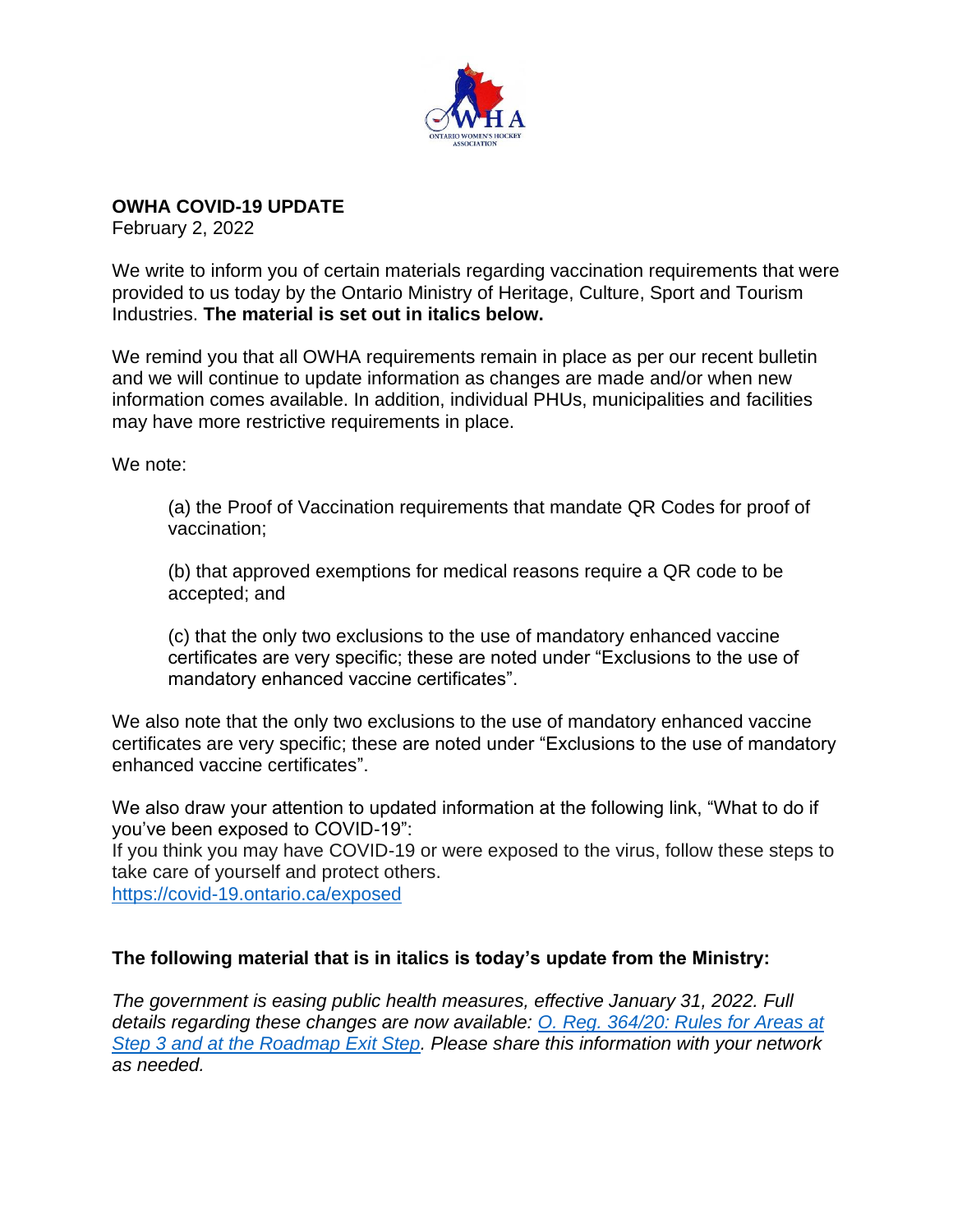**OWHA COVID-19 UPDATE**
February 2, 2022

We write to inform you of certain materials regarding vaccination requirements that were provided to us today by the Ontario Ministry of Heritage, Culture, Sport and Tourism Industries. **The material is set out in italics below.**

We remind you that all OWHA requirements remain in place as per our recent bulletin and we will continue to update information as changes are made and/or when new information comes available. In addition, individual PHUs, municipalities and facilities may have more restrictive requirements in place.

We note:

> (a) the Proof of Vaccination requirements that mandate QR Codes for proof of vaccination;
>
> (b) that approved exemptions for medical reasons require a QR code to be accepted; and
>
> (c) that the only two exclusions to the use of mandatory enhanced vaccine certificates are very specific; these are noted under "Exclusions to the use of mandatory enhanced vaccine certificates".

We also note that the only two exclusions to the use of mandatory enhanced vaccine certificates are very specific; these are noted under "Exclusions to the use of mandatory enhanced vaccine certificates".

We also draw your attention to updated information at the following link, "What to do if you've been exposed to COVID-19":
If you think you may have COVID-19 or were exposed to the virus, follow these steps to take care of yourself and protect others.
https://covid-19.ontario.ca/exposed

**The following material that is in italics is today's update from the Ministry:**

*The government is easing public health measures, effective January 31, 2022. Full details regarding these changes are now available: O. Reg. 364/20: Rules for Areas at Step 3 and at the Roadmap Exit Step. Please share this information with your network as needed.*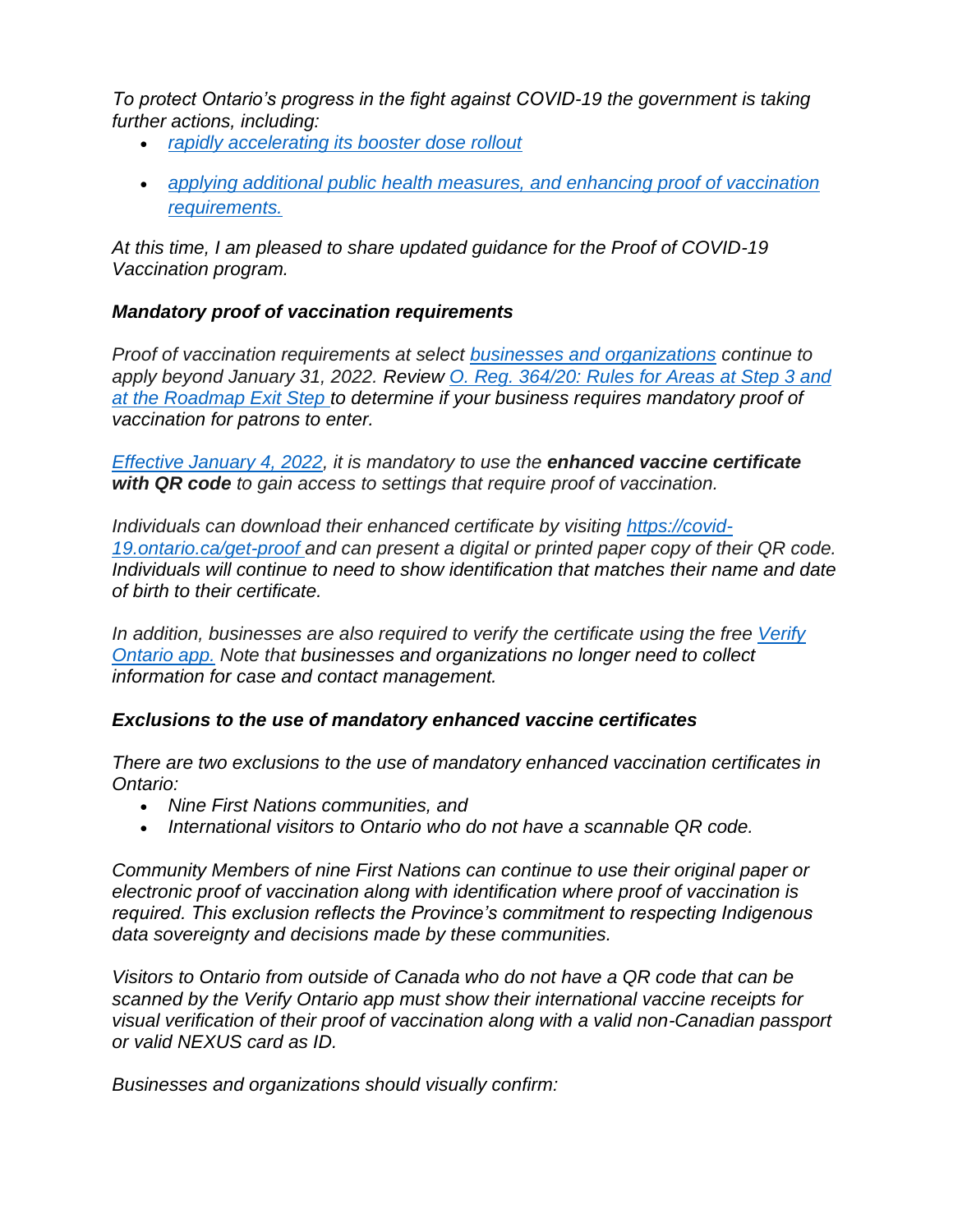*To protect Ontario's progress in the fight against COVID-19 the government is taking further actions, including:*

- *rapidly accelerating its booster dose rollout*
- *applying additional public health measures, and enhancing proof of vaccination requirements.*

*At this time, I am pleased to share updated guidance for the Proof of COVID-19 Vaccination program.*

***Mandatory proof of vaccination requirements***

*Proof of vaccination requirements at select businesses and organizations continue to apply beyond January 31, 2022. Review O. Reg. 364/20: Rules for Areas at Step 3 and at the Roadmap Exit Step to determine if your business requires mandatory proof of vaccination for patrons to enter.*

*Effective January 4, 2022, it is mandatory to use the **enhanced vaccine certificate with QR code** to gain access to settings that require proof of vaccination.*

*Individuals can download their enhanced certificate by visiting https://covid-19.ontario.ca/get-proof and can present a digital or printed paper copy of their QR code. Individuals will continue to need to show identification that matches their name and date of birth to their certificate.*

*In addition, businesses are also required to verify the certificate using the free Verify Ontario app. Note that businesses and organizations no longer need to collect information for case and contact management.*

***Exclusions to the use of mandatory enhanced vaccine certificates***

*There are two exclusions to the use of mandatory enhanced vaccination certificates in Ontario:*

- *Nine First Nations communities, and*
- *International visitors to Ontario who do not have a scannable QR code.*

*Community Members of nine First Nations can continue to use their original paper or electronic proof of vaccination along with identification where proof of vaccination is required. This exclusion reflects the Province's commitment to respecting Indigenous data sovereignty and decisions made by these communities.*

*Visitors to Ontario from outside of Canada who do not have a QR code that can be scanned by the Verify Ontario app must show their international vaccine receipts for visual verification of their proof of vaccination along with a valid non-Canadian passport or valid NEXUS card as ID.*

*Businesses and organizations should visually confirm:*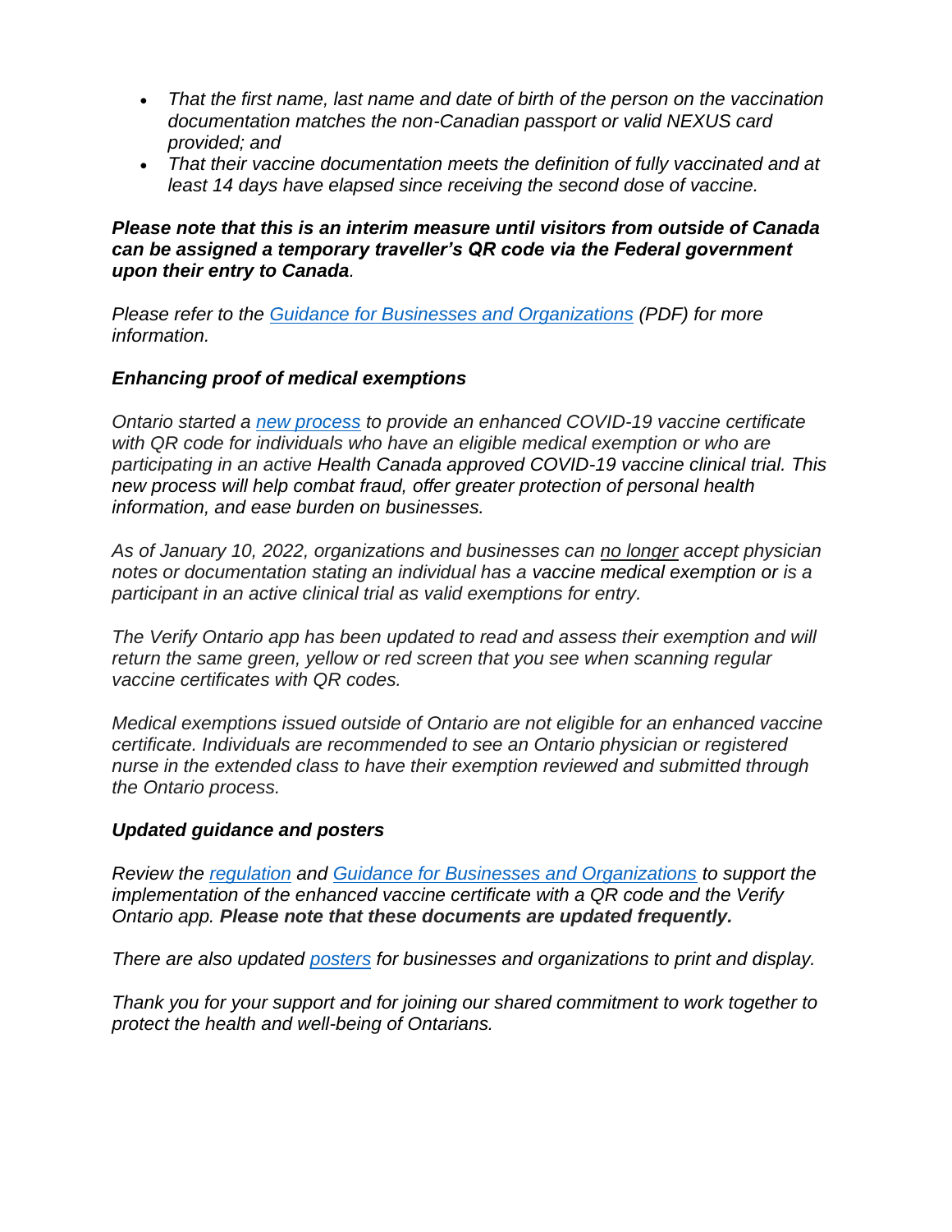- *That the first name, last name and date of birth of the person on the vaccination documentation matches the non-Canadian passport or valid NEXUS card provided; and*
- *That their vaccine documentation meets the definition of fully vaccinated and at least 14 days have elapsed since receiving the second dose of vaccine.*

***Please note that this is an interim measure until visitors from outside of Canada can be assigned a temporary traveller's QR code via the Federal government upon their entry to Canada**.*

*Please refer to the Guidance for Businesses and Organizations (PDF) for more information.*

***Enhancing proof of medical exemptions***

*Ontario started a new process to provide an enhanced COVID-19 vaccine certificate with QR code for individuals who have an eligible medical exemption or who are participating in an active Health Canada approved COVID-19 vaccine clinical trial. This new process will help combat fraud, offer greater protection of personal health information, and ease burden on businesses.*

*As of January 10, 2022, organizations and businesses can no longer accept physician notes or documentation stating an individual has a vaccine medical exemption or is a participant in an active clinical trial as valid exemptions for entry.*

*The Verify Ontario app has been updated to read and assess their exemption and will return the same green, yellow or red screen that you see when scanning regular vaccine certificates with QR codes.*

*Medical exemptions issued outside of Ontario are not eligible for an enhanced vaccine certificate. Individuals are recommended to see an Ontario physician or registered nurse in the extended class to have their exemption reviewed and submitted through the Ontario process.*

***Updated guidance and posters***

*Review the regulation and Guidance for Businesses and Organizations to support the implementation of the enhanced vaccine certificate with a QR code and the Verify Ontario app.* ***Please note that these documents are updated frequently.***

*There are also updated posters for businesses and organizations to print and display.*

*Thank you for your support and for joining our shared commitment to work together to protect the health and well-being of Ontarians.*